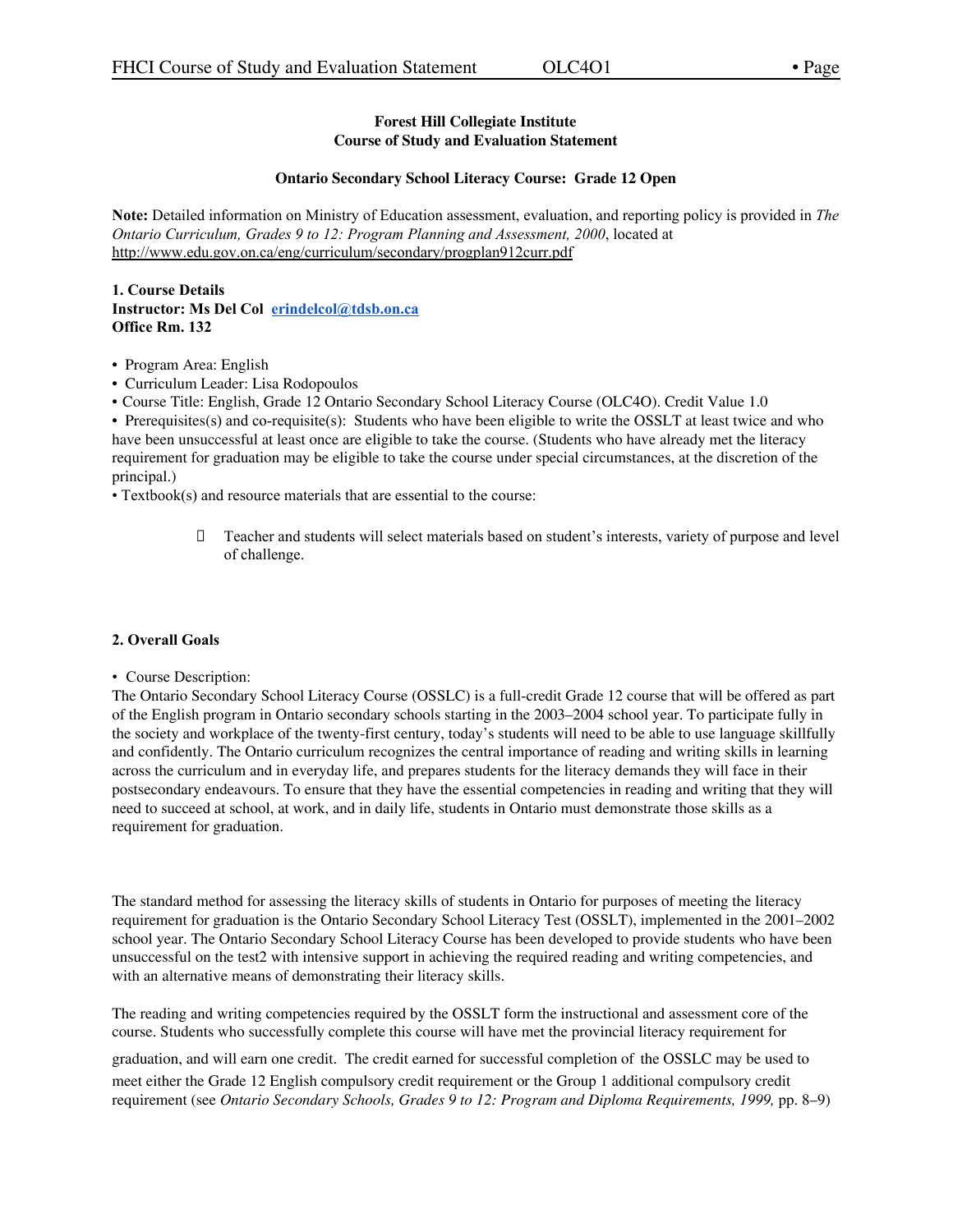**Forest Hill Collegiate Institute**
**Course of Study and Evaluation Statement**

**Ontario Secondary School Literacy Course: Grade 12 Open**

**Note:** Detailed information on Ministry of Education assessment, evaluation, and reporting policy is provided in *The Ontario Curriculum, Grades 9 to 12: Program Planning and Assessment, 2000*, located at http://www.edu.gov.on.ca/eng/curriculum/secondary/progplan912curr.pdf

**1. Course Details**
**Instructor: Ms Del Col** **erindelcol@tdsb.on.ca**
**Office Rm. 132**

- Program Area: English
- Curriculum Leader: Lisa Rodopoulos
- Course Title: English, Grade 12 Ontario Secondary School Literacy Course (OLC4O). Credit Value 1.0
- Prerequisites(s) and co-requisite(s): Students who have been eligible to write the OSSLT at least twice and who have been unsuccessful at least once are eligible to take the course. (Students who have already met the literacy requirement for graduation may be eligible to take the course under special circumstances, at the discretion of the principal.)
- Textbook(s) and resource materials that are essential to the course:
  - Teacher and students will select materials based on student's interests, variety of purpose and level of challenge.

**2. Overall Goals**

- Course Description:

The Ontario Secondary School Literacy Course (OSSLC) is a full-credit Grade 12 course that will be offered as part of the English program in Ontario secondary schools starting in the 2003–2004 school year. To participate fully in the society and workplace of the twenty-first century, today's students will need to be able to use language skillfully and confidently. The Ontario curriculum recognizes the central importance of reading and writing skills in learning across the curriculum and in everyday life, and prepares students for the literacy demands they will face in their postsecondary endeavours. To ensure that they have the essential competencies in reading and writing that they will need to succeed at school, at work, and in daily life, students in Ontario must demonstrate those skills as a requirement for graduation.

The standard method for assessing the literacy skills of students in Ontario for purposes of meeting the literacy requirement for graduation is the Ontario Secondary School Literacy Test (OSSLT), implemented in the 2001–2002 school year. The Ontario Secondary School Literacy Course has been developed to provide students who have been unsuccessful on the test2 with intensive support in achieving the required reading and writing competencies, and with an alternative means of demonstrating their literacy skills.

The reading and writing competencies required by the OSSLT form the instructional and assessment core of the course. Students who successfully complete this course will have met the provincial literacy requirement for graduation, and will earn one credit. The credit earned for successful completion of the OSSLC may be used to meet either the Grade 12 English compulsory credit requirement or the Group 1 additional compulsory credit requirement (see *Ontario Secondary Schools, Grades 9 to 12: Program and Diploma Requirements, 1999,* pp. 8–9)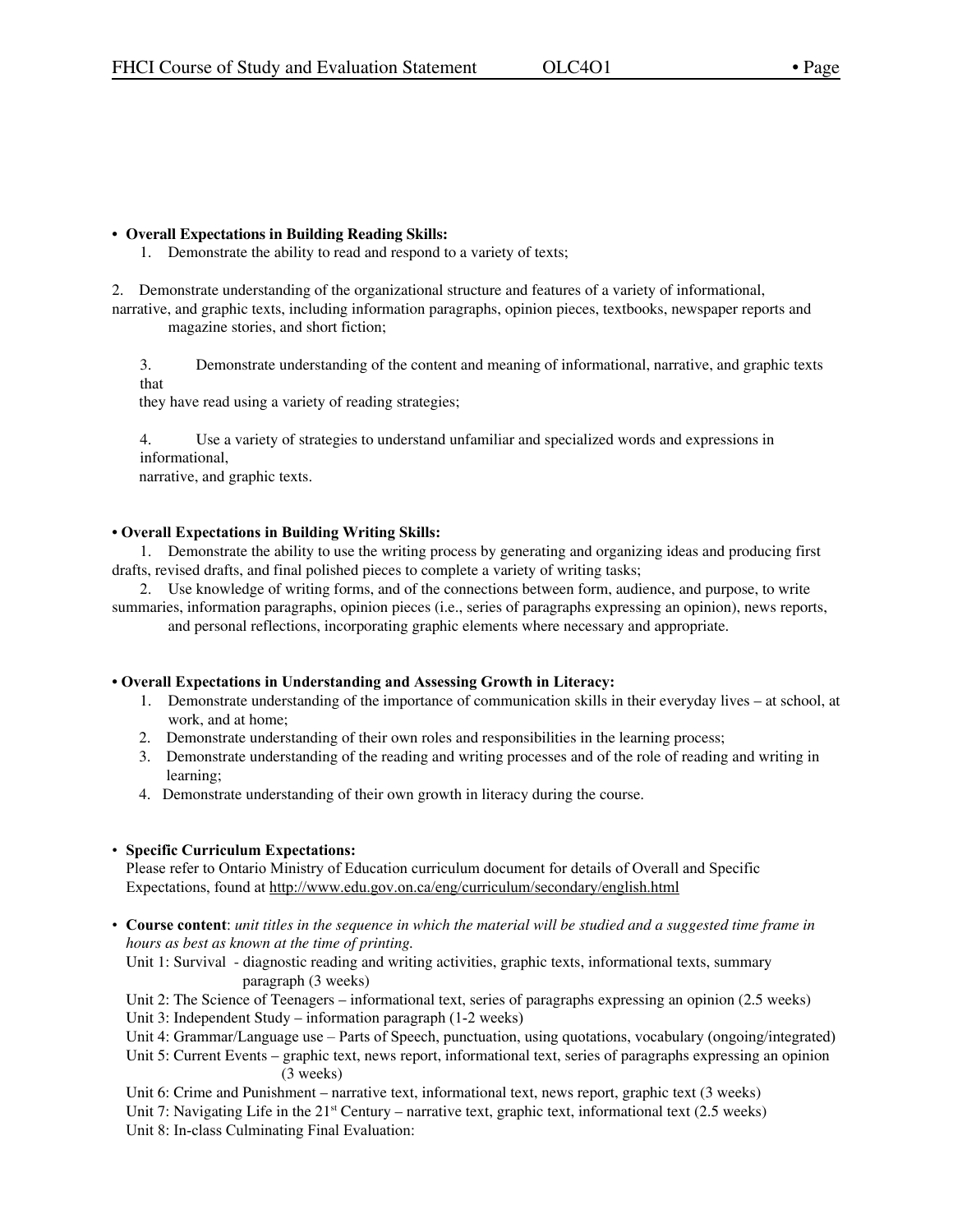- **Overall Expectations in Building Reading Skills:**
  1. Demonstrate the ability to read and respond to a variety of texts;
  2. Demonstrate understanding of the organizational structure and features of a variety of informational, narrative, and graphic texts, including information paragraphs, opinion pieces, textbooks, newspaper reports and magazine stories, and short fiction;
  3. Demonstrate understanding of the content and meaning of informational, narrative, and graphic texts that they have read using a variety of reading strategies;
  4. Use a variety of strategies to understand unfamiliar and specialized words and expressions in informational, narrative, and graphic texts.

- **Overall Expectations in Building Writing Skills:**
  1. Demonstrate the ability to use the writing process by generating and organizing ideas and producing first drafts, revised drafts, and final polished pieces to complete a variety of writing tasks;
  2. Use knowledge of writing forms, and of the connections between form, audience, and purpose, to write summaries, information paragraphs, opinion pieces (i.e., series of paragraphs expressing an opinion), news reports, and personal reflections, incorporating graphic elements where necessary and appropriate.

- **Overall Expectations in Understanding and Assessing Growth in Literacy:**
  1. Demonstrate understanding of the importance of communication skills in their everyday lives – at school, at work, and at home;
  2. Demonstrate understanding of their own roles and responsibilities in the learning process;
  3. Demonstrate understanding of the reading and writing processes and of the role of reading and writing in learning;
  4. Demonstrate understanding of their own growth in literacy during the course.

- **Specific Curriculum Expectations:**
  Please refer to Ontario Ministry of Education curriculum document for details of Overall and Specific Expectations, found at http://www.edu.gov.on.ca/eng/curriculum/secondary/english.html

- **Course content**: *unit titles in the sequence in which the material will be studied and a suggested time frame in hours as best as known at the time of printing.*
  Unit 1: Survival - diagnostic reading and writing activities, graphic texts, informational texts, summary paragraph (3 weeks)
  Unit 2: The Science of Teenagers – informational text, series of paragraphs expressing an opinion (2.5 weeks)
  Unit 3: Independent Study – information paragraph (1-2 weeks)
  Unit 4: Grammar/Language use – Parts of Speech, punctuation, using quotations, vocabulary (ongoing/integrated)
  Unit 5: Current Events – graphic text, news report, informational text, series of paragraphs expressing an opinion (3 weeks)
  Unit 6: Crime and Punishment – narrative text, informational text, news report, graphic text (3 weeks)
  Unit 7: Navigating Life in the 21st Century – narrative text, graphic text, informational text (2.5 weeks)
  Unit 8: In-class Culminating Final Evaluation: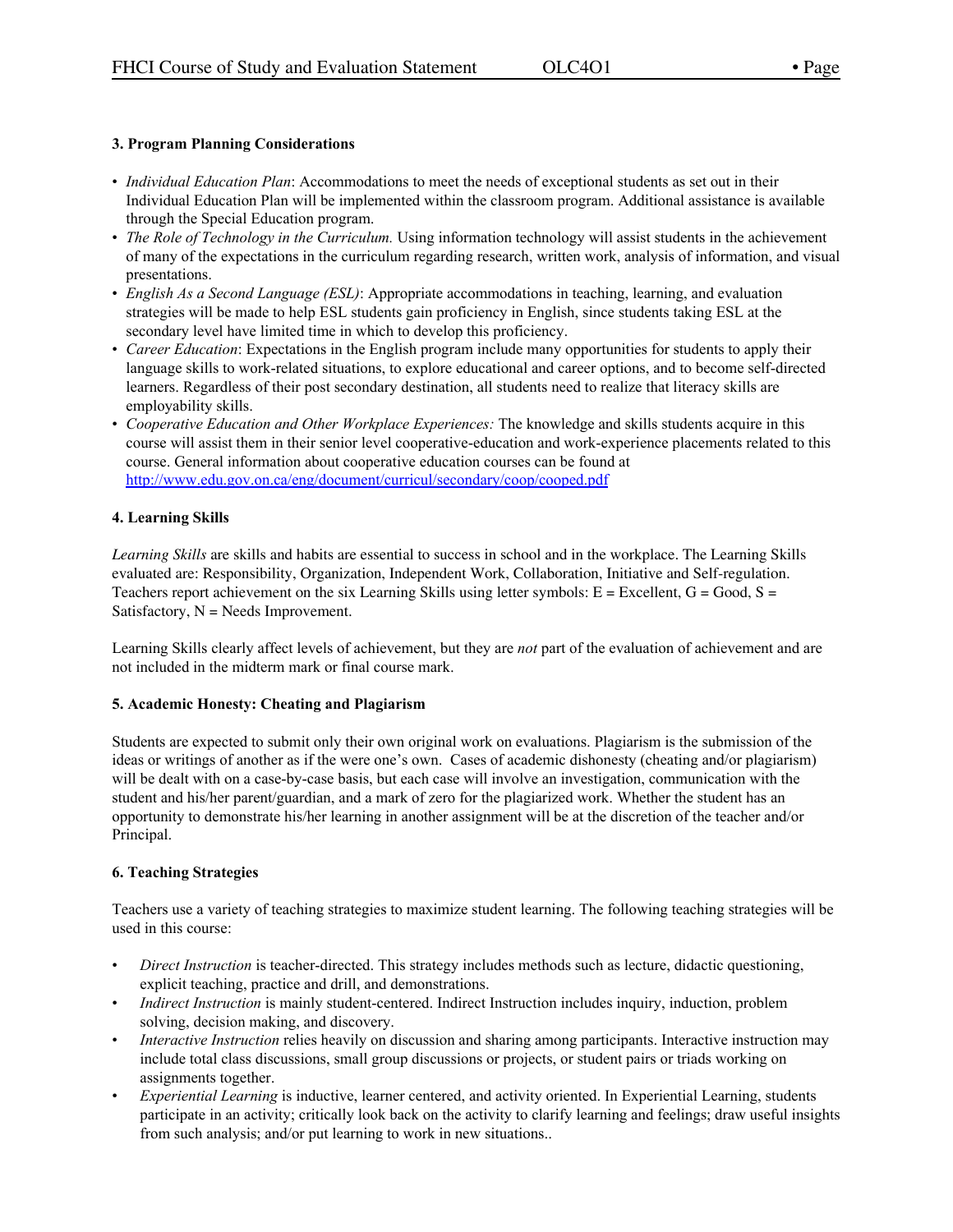### 3. Program Planning Considerations

- *Individual Education Plan*: Accommodations to meet the needs of exceptional students as set out in their Individual Education Plan will be implemented within the classroom program. Additional assistance is available through the Special Education program.
- *The Role of Technology in the Curriculum.* Using information technology will assist students in the achievement of many of the expectations in the curriculum regarding research, written work, analysis of information, and visual presentations.
- *English As a Second Language (ESL)*: Appropriate accommodations in teaching, learning, and evaluation strategies will be made to help ESL students gain proficiency in English, since students taking ESL at the secondary level have limited time in which to develop this proficiency.
- *Career Education*: Expectations in the English program include many opportunities for students to apply their language skills to work-related situations, to explore educational and career options, and to become self-directed learners. Regardless of their post secondary destination, all students need to realize that literacy skills are employability skills.
- *Cooperative Education and Other Workplace Experiences:* The knowledge and skills students acquire in this course will assist them in their senior level cooperative-education and work-experience placements related to this course. General information about cooperative education courses can be found at http://www.edu.gov.on.ca/eng/document/curricul/secondary/coop/cooped.pdf

### 4. Learning Skills

*Learning Skills* are skills and habits are essential to success in school and in the workplace. The Learning Skills evaluated are: Responsibility, Organization, Independent Work, Collaboration, Initiative and Self-regulation. Teachers report achievement on the six Learning Skills using letter symbols: E = Excellent, G = Good, S = Satisfactory, N = Needs Improvement.

Learning Skills clearly affect levels of achievement, but they are *not* part of the evaluation of achievement and are not included in the midterm mark or final course mark.

### 5. Academic Honesty: Cheating and Plagiarism

Students are expected to submit only their own original work on evaluations. Plagiarism is the submission of the ideas or writings of another as if the were one's own. Cases of academic dishonesty (cheating and/or plagiarism) will be dealt with on a case-by-case basis, but each case will involve an investigation, communication with the student and his/her parent/guardian, and a mark of zero for the plagiarized work. Whether the student has an opportunity to demonstrate his/her learning in another assignment will be at the discretion of the teacher and/or Principal.

### 6. Teaching Strategies

Teachers use a variety of teaching strategies to maximize student learning. The following teaching strategies will be used in this course:

- *Direct Instruction* is teacher-directed. This strategy includes methods such as lecture, didactic questioning, explicit teaching, practice and drill, and demonstrations.
- *Indirect Instruction* is mainly student-centered. Indirect Instruction includes inquiry, induction, problem solving, decision making, and discovery.
- *Interactive Instruction* relies heavily on discussion and sharing among participants. Interactive instruction may include total class discussions, small group discussions or projects, or student pairs or triads working on assignments together.
- *Experiential Learning* is inductive, learner centered, and activity oriented. In Experiential Learning, students participate in an activity; critically look back on the activity to clarify learning and feelings; draw useful insights from such analysis; and/or put learning to work in new situations..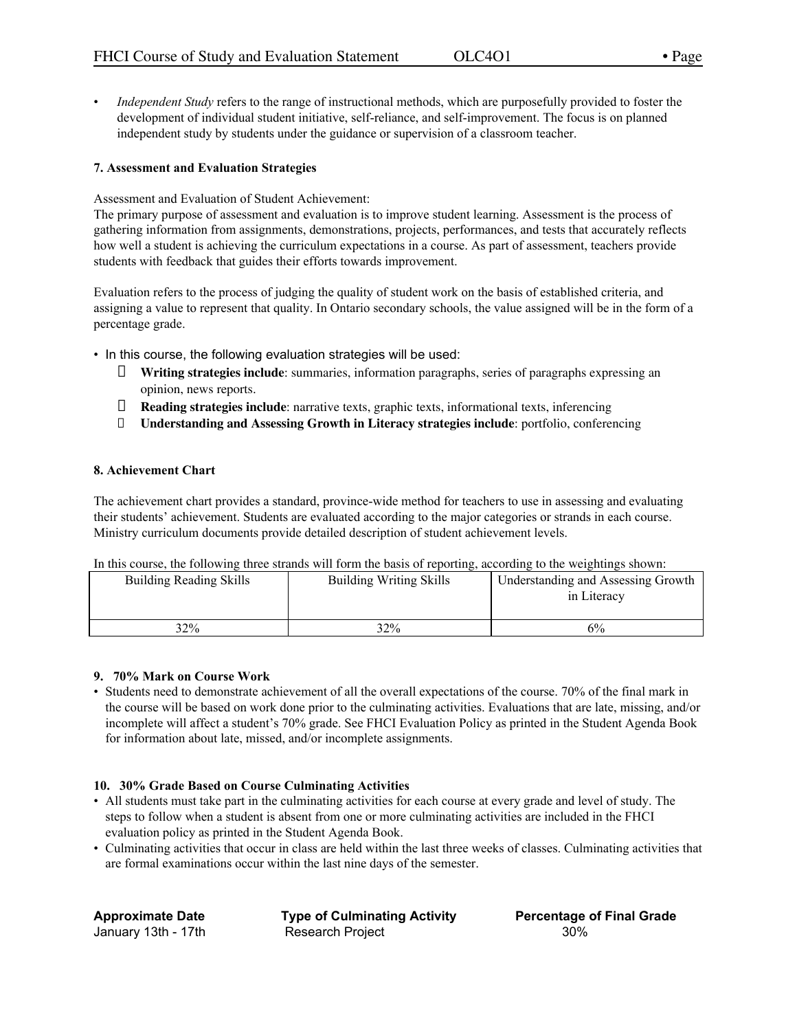- *Independent Study* refers to the range of instructional methods, which are purposefully provided to foster the development of individual student initiative, self-reliance, and self-improvement. The focus is on planned independent study by students under the guidance or supervision of a classroom teacher.

**7. Assessment and Evaluation Strategies**

Assessment and Evaluation of Student Achievement:
The primary purpose of assessment and evaluation is to improve student learning. Assessment is the process of gathering information from assignments, demonstrations, projects, performances, and tests that accurately reflects how well a student is achieving the curriculum expectations in a course. As part of assessment, teachers provide students with feedback that guides their efforts towards improvement.

Evaluation refers to the process of judging the quality of student work on the basis of established criteria, and assigning a value to represent that quality. In Ontario secondary schools, the value assigned will be in the form of a percentage grade.

- In this course, the following evaluation strategies will be used:
  - **Writing strategies include**: summaries, information paragraphs, series of paragraphs expressing an opinion, news reports.
  - **Reading strategies include**: narrative texts, graphic texts, informational texts, inferencing
  - **Understanding and Assessing Growth in Literacy strategies include**: portfolio, conferencing

**8. Achievement Chart**

The achievement chart provides a standard, province-wide method for teachers to use in assessing and evaluating their students' achievement. Students are evaluated according to the major categories or strands in each course. Ministry curriculum documents provide detailed description of student achievement levels.

In this course, the following three strands will form the basis of reporting, according to the weightings shown:

| Building Reading Skills | Building Writing Skills | Understanding and Assessing Growth in Literacy |
|---|---|---|
| 32% | 32% | 6% |

**9. 70% Mark on Course Work**

- Students need to demonstrate achievement of all the overall expectations of the course. 70% of the final mark in the course will be based on work done prior to the culminating activities. Evaluations that are late, missing, and/or incomplete will affect a student's 70% grade. See FHCI Evaluation Policy as printed in the Student Agenda Book for information about late, missed, and/or incomplete assignments.

**10. 30% Grade Based on Course Culminating Activities**

- All students must take part in the culminating activities for each course at every grade and level of study. The steps to follow when a student is absent from one or more culminating activities are included in the FHCI evaluation policy as printed in the Student Agenda Book.
- Culminating activities that occur in class are held within the last three weeks of classes. Culminating activities that are formal examinations occur within the last nine days of the semester.

| Approximate Date | Type of Culminating Activity | Percentage of Final Grade |
|---|---|---|
| January 13th - 17th | Research Project | 30% |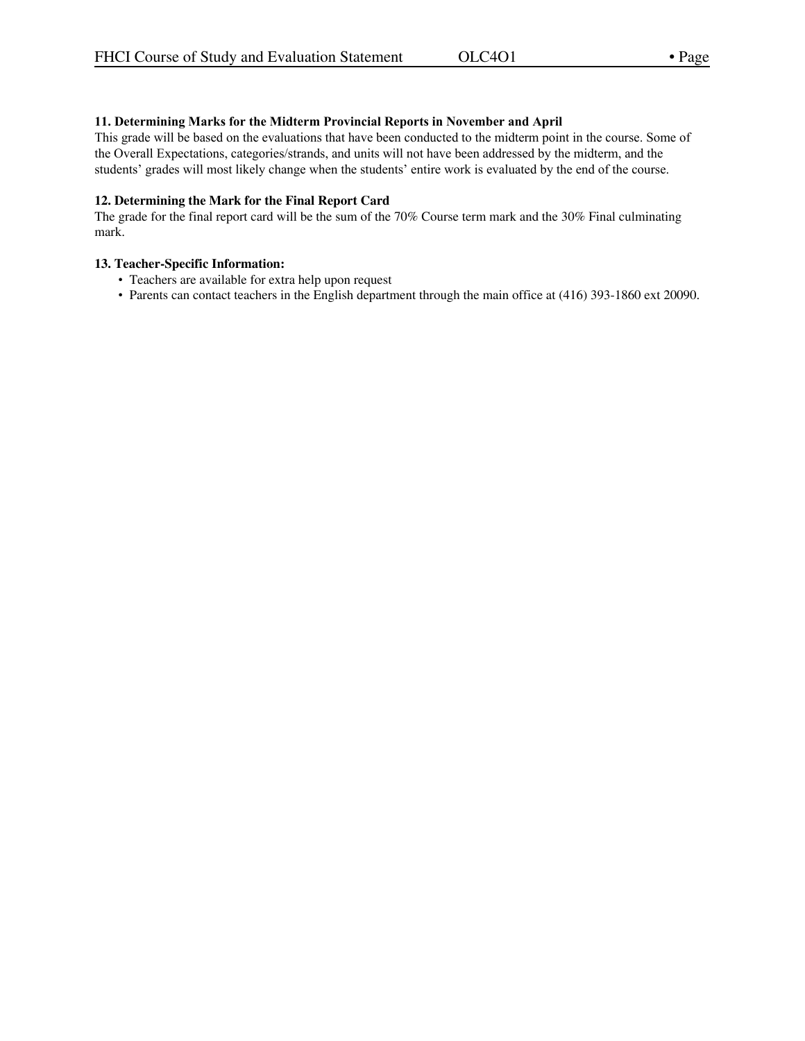**11. Determining Marks for the Midterm Provincial Reports in November and April**

This grade will be based on the evaluations that have been conducted to the midterm point in the course. Some of the Overall Expectations, categories/strands, and units will not have been addressed by the midterm, and the students' grades will most likely change when the students' entire work is evaluated by the end of the course.

**12. Determining the Mark for the Final Report Card**

The grade for the final report card will be the sum of the 70% Course term mark and the 30% Final culminating mark.

**13. Teacher-Specific Information:**

- Teachers are available for extra help upon request
- Parents can contact teachers in the English department through the main office at (416) 393-1860 ext 20090.